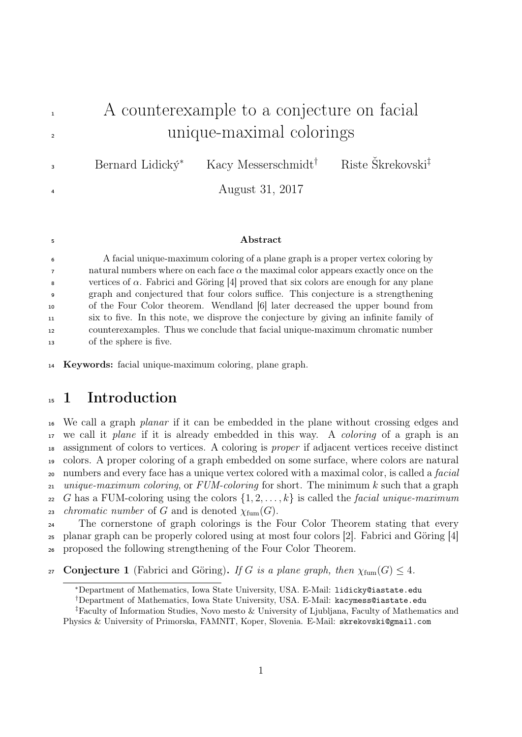# A counterexample to a conjecture on facial unique-maximal colorings

Bernard Lidický* Kacy Messerschmidt[†] Riste Škrekovski[‡]

August 31, 2017

### Abstract

A facial unique-maximum coloring of a plane graph is a proper vertex coloring by natural numbers where on each face $\alpha$ the maximal color appears exactly once on the vertices of $\alpha$. Fabrici and Göring [4] proved that six colors are enough for any plane graph and conjectured that four colors suffice. This conjecture is a strengthening of the Four Color theorem. Wendland [6] later decreased the upper bound from six to five. In this note, we disprove the conjecture by giving an infinite family of counterexamples. Thus we conclude that facial unique-maximum chromatic number of the sphere is five.

**Keywords:** facial unique-maximum coloring, plane graph.

## 1 Introduction

We call a graph *planar* if it can be embedded in the plane without crossing edges and we call it *plane* if it is already embedded in this way. A *coloring* of a graph is an assignment of colors to vertices. A coloring is *proper* if adjacent vertices receive distinct colors. A proper coloring of a graph embedded on some surface, where colors are natural numbers and every face has a unique vertex colored with a maximal color, is called a *facial unique-maximum coloring*, or *FUM-coloring* for short. The minimum $k$ such that a graph $G$ has a FUM-coloring using the colors $\{1, 2, \ldots, k\}$ is called the *facial unique-maximum chromatic number* of $G$ and is denoted $\chi_{\text{fum}}(G)$.

The cornerstone of graph colorings is the Four Color Theorem stating that every planar graph can be properly colored using at most four colors [2]. Fabrici and Göring [4] proposed the following strengthening of the Four Color Theorem.

**Conjecture 1** (Fabrici and Göring)**.** *If $G$ is a plane graph, then $\chi_{\text{fum}}(G) \leq 4$.*

*Department of Mathematics, Iowa State University, USA. E-Mail: `lidicky@iastate.edu`

[†]Department of Mathematics, Iowa State University, USA. E-Mail: `kacymess@iastate.edu`

[‡]Faculty of Information Studies, Novo mesto & University of Ljubljana, Faculty of Mathematics and Physics & University of Primorska, FAMNIT, Koper, Slovenia. E-Mail: `skrekovski@gmail.com`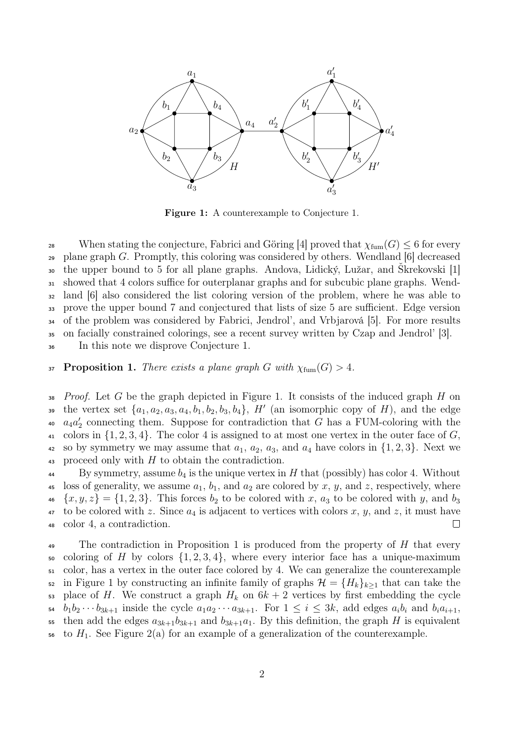**Figure 1:** A counterexample to Conjecture 1.

When stating the conjecture, Fabrici and Göring [4] proved that $\chi_{\text{fum}}(G) \leq 6$ for every plane graph $G$. Promptly, this coloring was considered by others. Wendland [6] decreased the upper bound to 5 for all plane graphs. Andova, Lidický, Lužar, and Škrekovski [1] showed that 4 colors suffice for outerplanar graphs and for subcubic plane graphs. Wendland [6] also considered the list coloring version of the problem, where he was able to prove the upper bound 7 and conjectured that lists of size 5 are sufficient. Edge version of the problem was considered by Fabrici, Jendrol', and Vrbjarová [5]. For more results on facially constrained colorings, see a recent survey written by Czap and Jendrol' [3].

In this note we disprove Conjecture 1.

**Proposition 1.** *There exists a plane graph $G$ with $\chi_{\text{fum}}(G) > 4$.*

*Proof.* Let $G$ be the graph depicted in Figure 1. It consists of the induced graph $H$ on the vertex set $\{a_1, a_2, a_3, a_4, b_1, b_2, b_3, b_4\}$, $H'$ (an isomorphic copy of $H$), and the edge $a_4a_2'$ connecting them. Suppose for contradiction that $G$ has a FUM-coloring with the colors in $\{1, 2, 3, 4\}$. The color 4 is assigned to at most one vertex in the outer face of $G$, so by symmetry we may assume that $a_1$, $a_2$, $a_3$, and $a_4$ have colors in $\{1, 2, 3\}$. Next we proceed only with $H$ to obtain the contradiction.

By symmetry, assume $b_4$ is the unique vertex in $H$ that (possibly) has color 4. Without loss of generality, we assume $a_1$, $b_1$, and $a_2$ are colored by $x$, $y$, and $z$, respectively, where $\{x, y, z\} = \{1, 2, 3\}$. This forces $b_2$ to be colored with $x$, $a_3$ to be colored with $y$, and $b_3$ to be colored with $z$. Since $a_4$ is adjacent to vertices with colors $x$, $y$, and $z$, it must have color 4, a contradiction. □

The contradiction in Proposition 1 is produced from the property of $H$ that every coloring of $H$ by colors $\{1, 2, 3, 4\}$, where every interior face has a unique-maximum color, has a vertex in the outer face colored by 4. We can generalize the counterexample in Figure 1 by constructing an infinite family of graphs $\mathcal{H} = \{H_k\}_{k \geq 1}$ that can take the place of $H$. We construct a graph $H_k$ on $6k + 2$ vertices by first embedding the cycle $b_1b_2 \cdots b_{3k+1}$ inside the cycle $a_1a_2 \cdots a_{3k+1}$. For $1 \leq i \leq 3k$, add edges $a_ib_i$ and $b_ia_{i+1}$, then add the edges $a_{3k+1}b_{3k+1}$ and $b_{3k+1}a_1$. By this definition, the graph $H$ is equivalent to $H_1$. See Figure 2(a) for an example of a generalization of the counterexample.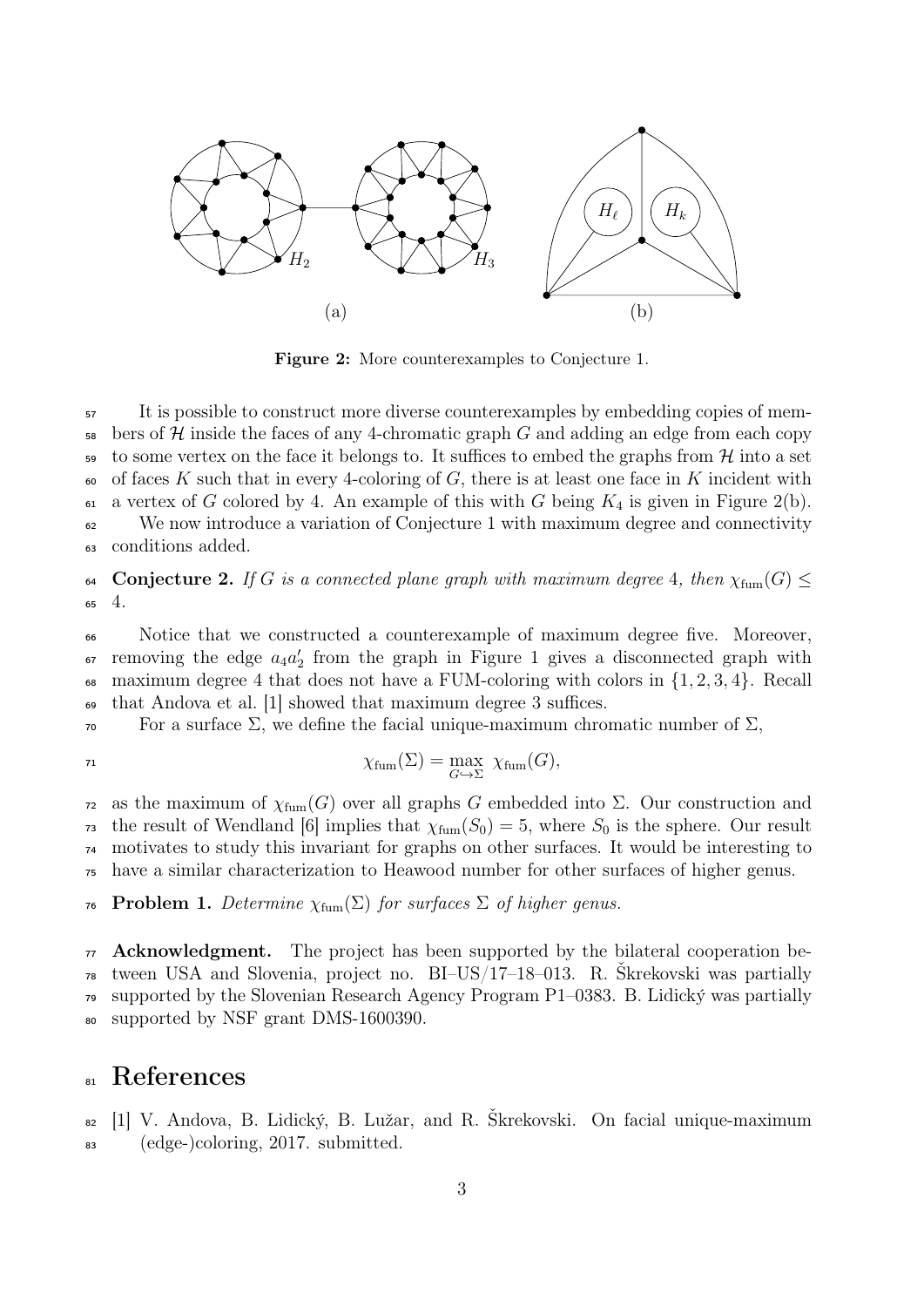Figure 2: More counterexamples to Conjecture 1.

It is possible to construct more diverse counterexamples by embedding copies of members of $\mathcal{H}$ inside the faces of any 4-chromatic graph $G$ and adding an edge from each copy to some vertex on the face it belongs to. It suffices to embed the graphs from $\mathcal{H}$ into a set of faces $K$ such that in every 4-coloring of $G$, there is at least one face in $K$ incident with a vertex of $G$ colored by 4. An example of this with $G$ being $K_4$ is given in Figure 2(b).

We now introduce a variation of Conjecture 1 with maximum degree and connectivity conditions added.

**Conjecture 2.** *If $G$ is a connected plane graph with maximum degree 4, then $\chi_{\text{fum}}(G) \leq 4$.*

Notice that we constructed a counterexample of maximum degree five. Moreover, removing the edge $a_4a_2'$ from the graph in Figure 1 gives a disconnected graph with maximum degree 4 that does not have a FUM-coloring with colors in $\{1, 2, 3, 4\}$. Recall that Andova et al. [1] showed that maximum degree 3 suffices.

For a surface $\Sigma$, we define the facial unique-maximum chromatic number of $\Sigma$,

$$\chi_{\text{fum}}(\Sigma) = \max_{G \hookrightarrow \Sigma} \chi_{\text{fum}}(G),$$

as the maximum of $\chi_{\text{fum}}(G)$ over all graphs $G$ embedded into $\Sigma$. Our construction and the result of Wendland [6] implies that $\chi_{\text{fum}}(S_0) = 5$, where $S_0$ is the sphere. Our result motivates to study this invariant for graphs on other surfaces. It would be interesting to have a similar characterization to Heawood number for other surfaces of higher genus.

**Problem 1.** *Determine $\chi_{\text{fum}}(\Sigma)$ for surfaces $\Sigma$ of higher genus.*

**Acknowledgment.** The project has been supported by the bilateral cooperation between USA and Slovenia, project no. BI–US/17–18–013. R. Škrekovski was partially supported by the Slovenian Research Agency Program P1–0383. B. Lidický was partially supported by NSF grant DMS-1600390.

# References

[1] V. Andova, B. Lidický, B. Lužar, and R. Škrekovski. On facial unique-maximum (edge-)coloring, 2017. submitted.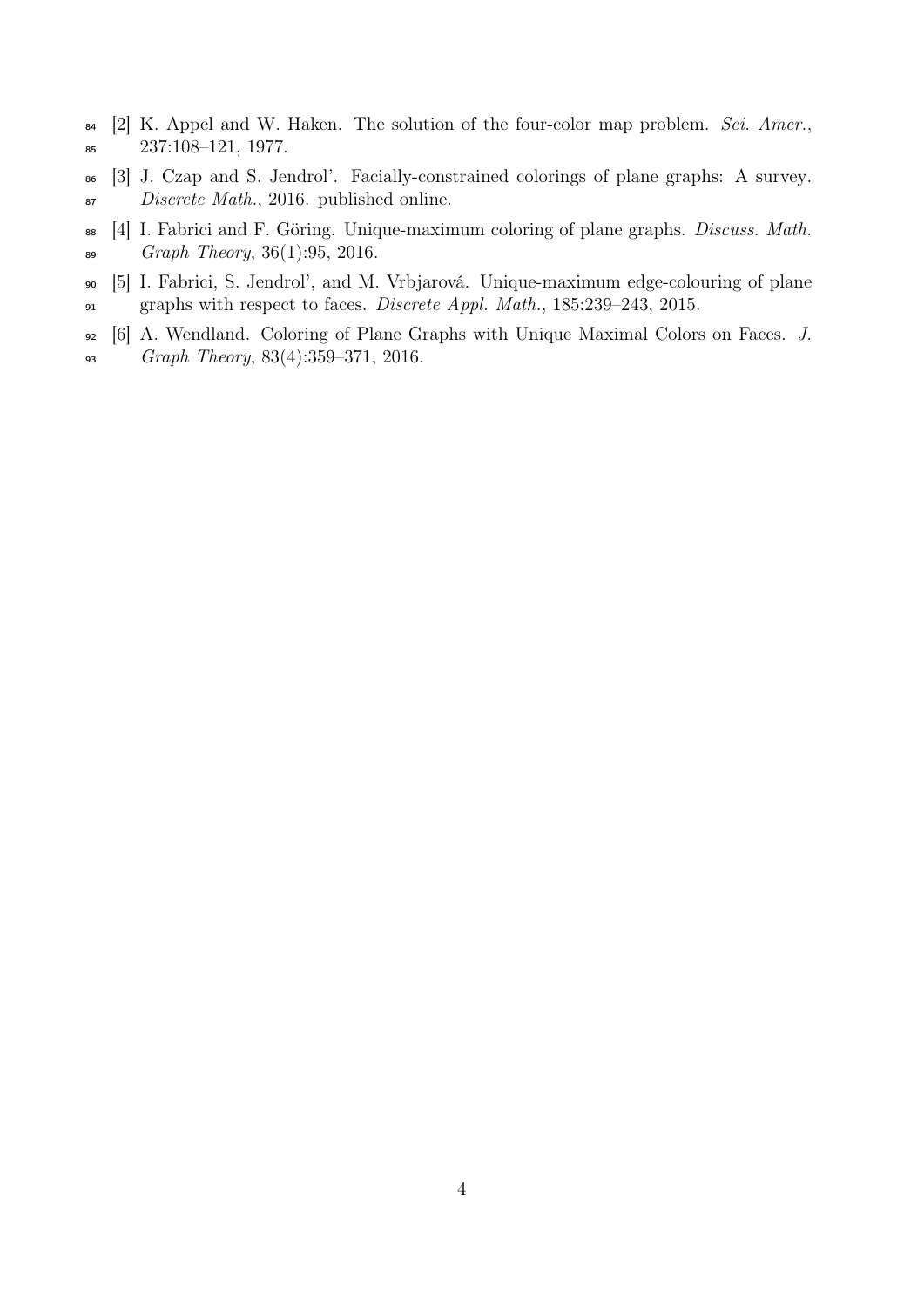[2] K. Appel and W. Haken. The solution of the four-color map problem. *Sci. Amer.*, 237:108–121, 1977.

[3] J. Czap and S. Jendrol'. Facially-constrained colorings of plane graphs: A survey. *Discrete Math.*, 2016. published online.

[4] I. Fabrici and F. Göring. Unique-maximum coloring of plane graphs. *Discuss. Math. Graph Theory*, 36(1):95, 2016.

[5] I. Fabrici, S. Jendrol', and M. Vrbjarová. Unique-maximum edge-colouring of plane graphs with respect to faces. *Discrete Appl. Math.*, 185:239–243, 2015.

[6] A. Wendland. Coloring of Plane Graphs with Unique Maximal Colors on Faces. *J. Graph Theory*, 83(4):359–371, 2016.